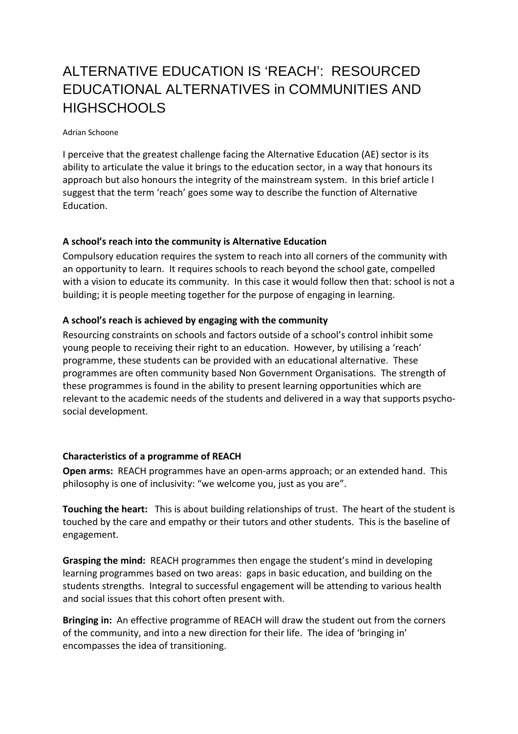# ALTERNATIVE EDUCATION IS 'REACH': RESOURCED EDUCATIONAL ALTERNATIVES in COMMUNITIES AND HIGHSCHOOLS

Adrian Schoone

I perceive that the greatest challenge facing the Alternative Education (AE) sector is its ability to articulate the value it brings to the education sector, in a way that honours its approach but also honours the integrity of the mainstream system. In this brief article I suggest that the term 'reach' goes some way to describe the function of Alternative Education.

### A school's reach into the community is Alternative Education

Compulsory education requires the system to reach into all corners of the community with an opportunity to learn. It requires schools to reach beyond the school gate, compelled with a vision to educate its community. In this case it would follow then that: school is not a building; it is people meeting together for the purpose of engaging in learning.

### A school's reach is achieved by engaging with the community

Resourcing constraints on schools and factors outside of a school's control inhibit some young people to receiving their right to an education. However, by utilising a 'reach' programme, these students can be provided with an educational alternative. These programmes are often community based Non Government Organisations. The strength of these programmes is found in the ability to present learning opportunities which are relevant to the academic needs of the students and delivered in a way that supports psycho-social development.

### Characteristics of a programme of REACH

**Open arms:** REACH programmes have an open-arms approach; or an extended hand. This philosophy is one of inclusivity: "we welcome you, just as you are".

**Touching the heart:** This is about building relationships of trust. The heart of the student is touched by the care and empathy or their tutors and other students. This is the baseline of engagement.

**Grasping the mind:** REACH programmes then engage the student's mind in developing learning programmes based on two areas: gaps in basic education, and building on the students strengths. Integral to successful engagement will be attending to various health and social issues that this cohort often present with.

**Bringing in:** An effective programme of REACH will draw the student out from the corners of the community, and into a new direction for their life. The idea of 'bringing in' encompasses the idea of transitioning.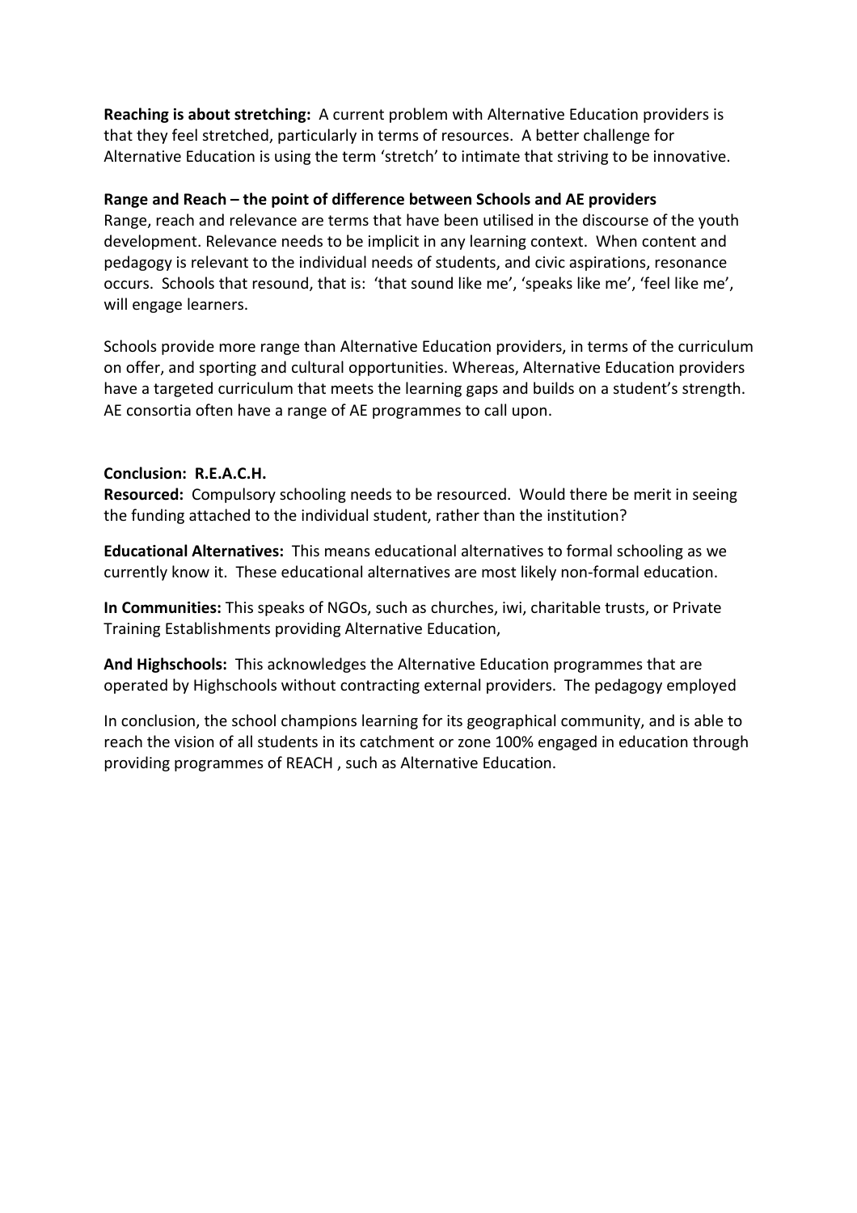**Reaching is about stretching:** A current problem with Alternative Education providers is that they feel stretched, particularly in terms of resources. A better challenge for Alternative Education is using the term 'stretch' to intimate that striving to be innovative.

**Range and Reach – the point of difference between Schools and AE providers**

Range, reach and relevance are terms that have been utilised in the discourse of the youth development. Relevance needs to be implicit in any learning context. When content and pedagogy is relevant to the individual needs of students, and civic aspirations, resonance occurs. Schools that resound, that is: 'that sound like me', 'speaks like me', 'feel like me', will engage learners.

Schools provide more range than Alternative Education providers, in terms of the curriculum on offer, and sporting and cultural opportunities. Whereas, Alternative Education providers have a targeted curriculum that meets the learning gaps and builds on a student's strength. AE consortia often have a range of AE programmes to call upon.

**Conclusion: R.E.A.C.H.**

**Resourced:** Compulsory schooling needs to be resourced. Would there be merit in seeing the funding attached to the individual student, rather than the institution?

**Educational Alternatives:** This means educational alternatives to formal schooling as we currently know it. These educational alternatives are most likely non-formal education.

**In Communities:** This speaks of NGOs, such as churches, iwi, charitable trusts, or Private Training Establishments providing Alternative Education,

**And Highschools:** This acknowledges the Alternative Education programmes that are operated by Highschools without contracting external providers. The pedagogy employed

In conclusion, the school champions learning for its geographical community, and is able to reach the vision of all students in its catchment or zone 100% engaged in education through providing programmes of REACH , such as Alternative Education.